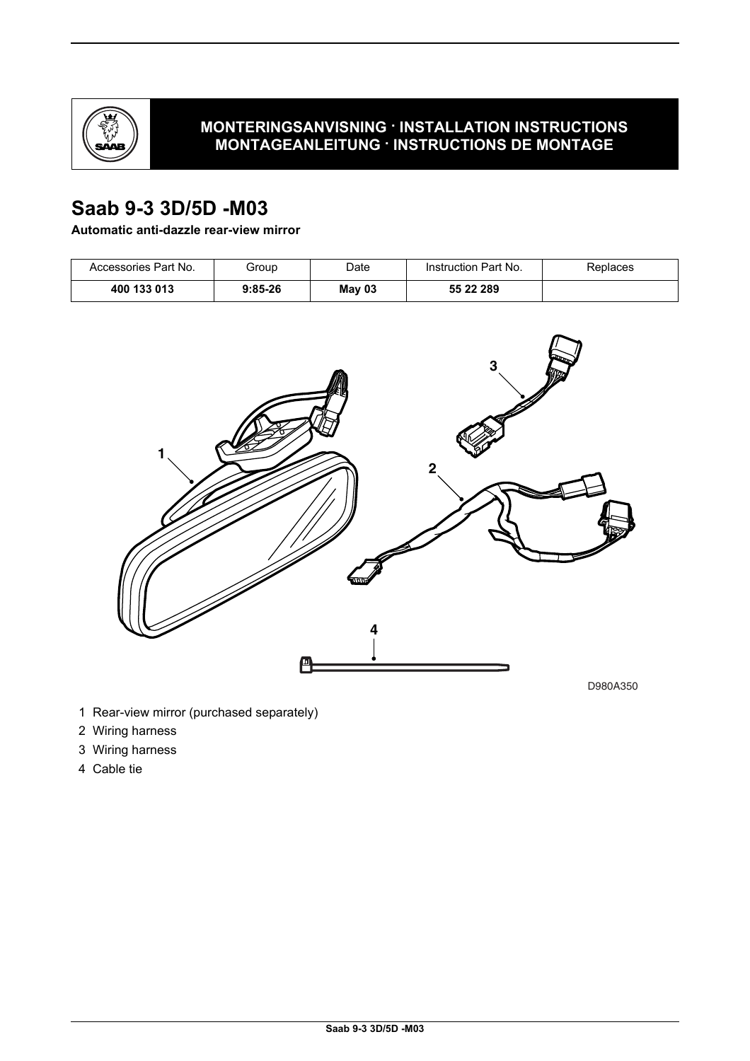**MONTERINGSANVISNING · INSTALLATION INSTRUCTIONS**
**MONTAGEANLEITUNG · INSTRUCTIONS DE MONTAGE**

# Saab 9-3 3D/5D -M03

**Automatic anti-dazzle rear-view mirror**

| Accessories Part No. | Group | Date | Instruction Part No. | Replaces |
| --- | --- | --- | --- | --- |
| **400 133 013** | **9:85-26** | **May 03** | **55 22 289** | |

D980A350

1 Rear-view mirror (purchased separately)
2 Wiring harness
3 Wiring harness
4 Cable tie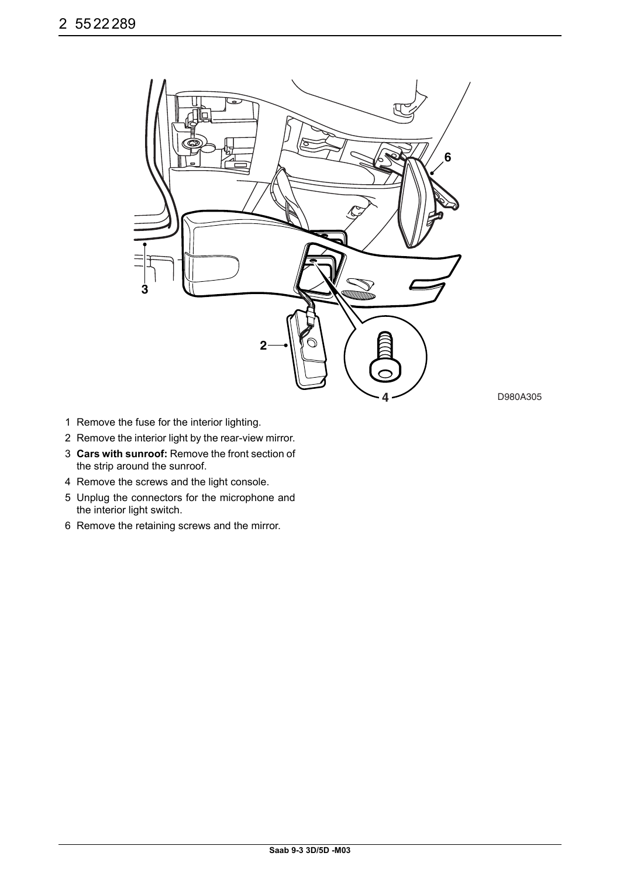D980A305

1. Remove the fuse for the interior lighting.
2. Remove the interior light by the rear-view mirror.
3. **Cars with sunroof:** Remove the front section of the strip around the sunroof.
4. Remove the screws and the light console.
5. Unplug the connectors for the microphone and the interior light switch.
6. Remove the retaining screws and the mirror.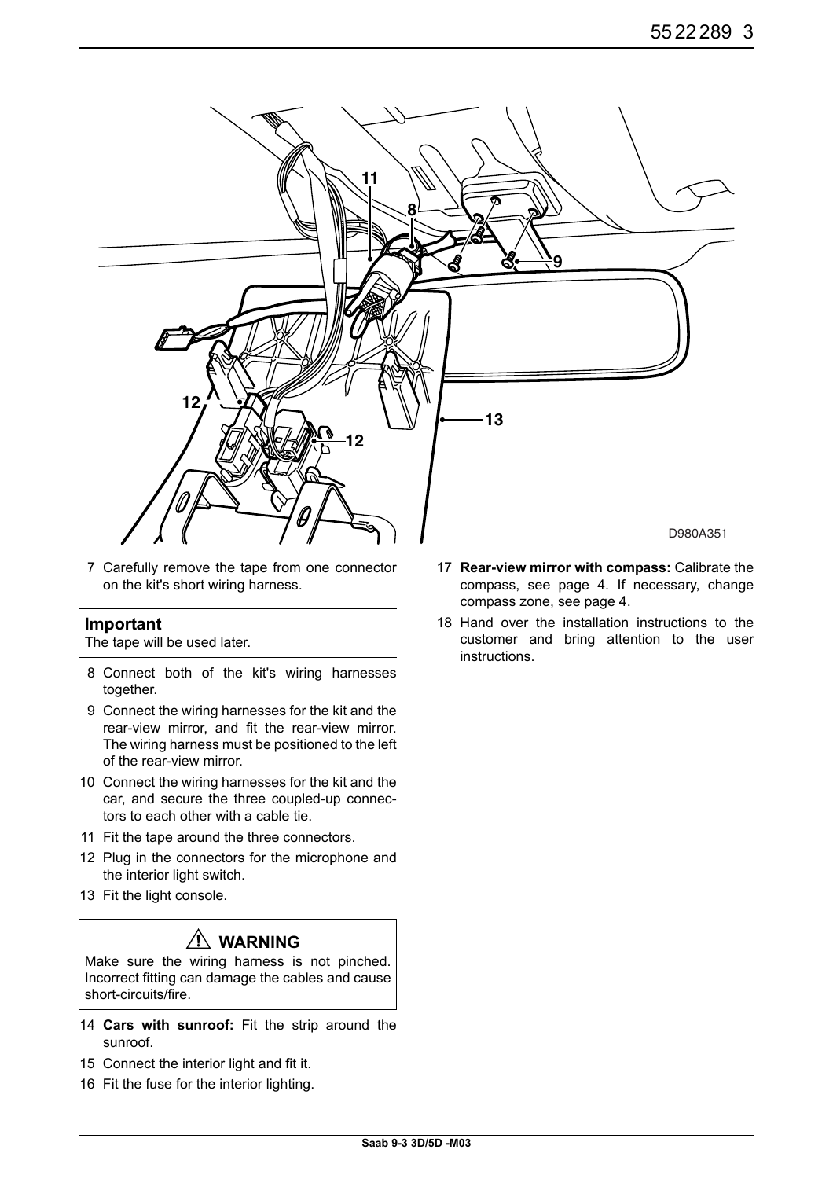7 Carefully remove the tape from one connector on the kit's short wiring harness.

**Important**

The tape will be used later.

8 Connect both of the kit's wiring harnesses together.

9 Connect the wiring harnesses for the kit and the rear-view mirror, and fit the rear-view mirror. The wiring harness must be positioned to the left of the rear-view mirror.

10 Connect the wiring harnesses for the kit and the car, and secure the three coupled-up connectors to each other with a cable tie.

11 Fit the tape around the three connectors.

12 Plug in the connectors for the microphone and the interior light switch.

13 Fit the light console.

**⚠ WARNING**

Make sure the wiring harness is not pinched. Incorrect fitting can damage the cables and cause short-circuits/fire.

14 **Cars with sunroof:** Fit the strip around the sunroof.

15 Connect the interior light and fit it.

16 Fit the fuse for the interior lighting.

17 **Rear-view mirror with compass:** Calibrate the compass, see page 4. If necessary, change compass zone, see page 4.

18 Hand over the installation instructions to the customer and bring attention to the user instructions.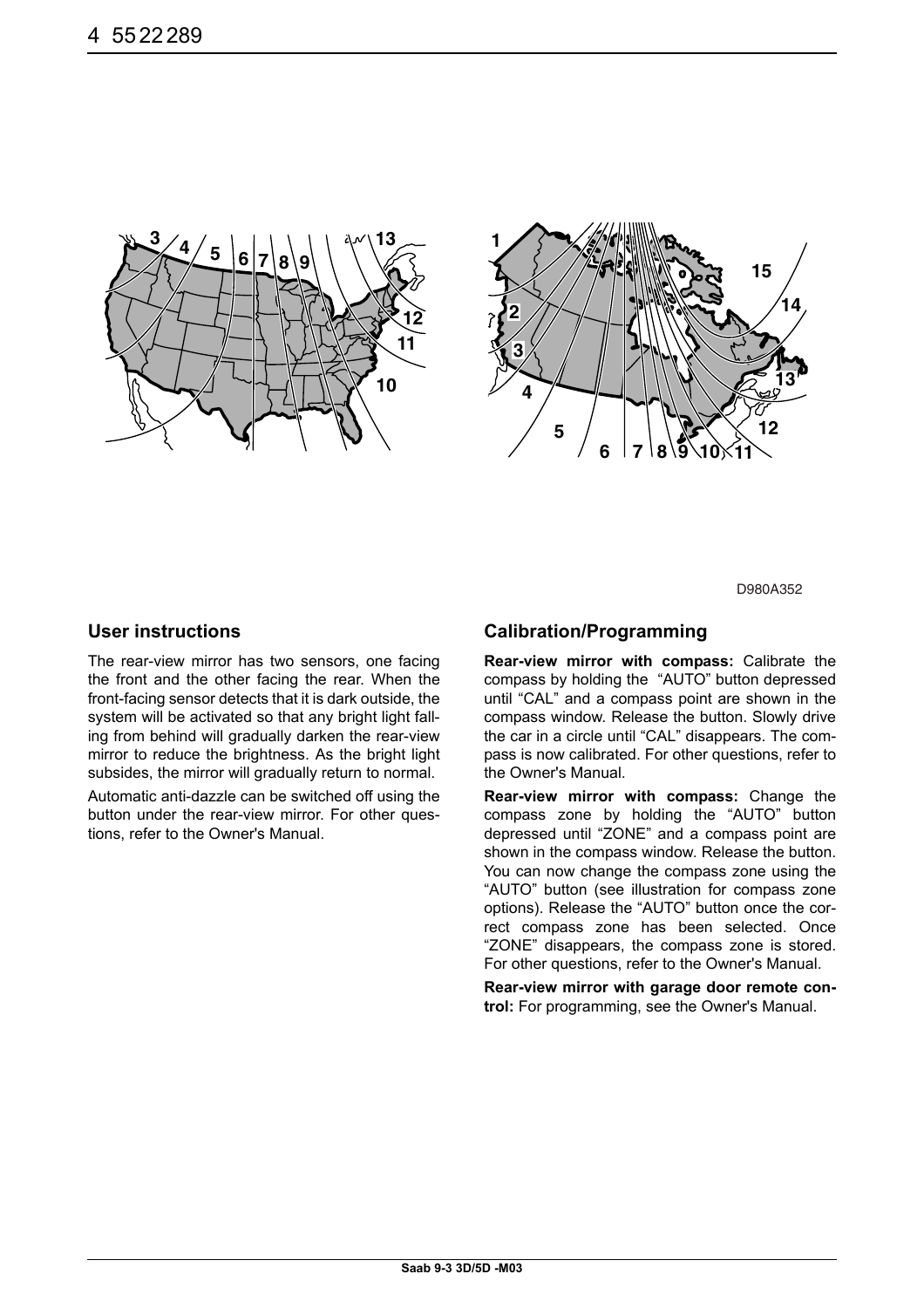3 4 5 6 7 8 9 13 12 11 10

1 2 3 4 5 6 7 8 9 10 11 12 13 14 15

D980A352

## User instructions

The rear-view mirror has two sensors, one facing the front and the other facing the rear. When the front-facing sensor detects that it is dark outside, the system will be activated so that any bright light falling from behind will gradually darken the rear-view mirror to reduce the brightness. As the bright light subsides, the mirror will gradually return to normal.

Automatic anti-dazzle can be switched off using the button under the rear-view mirror. For other questions, refer to the Owner's Manual.

## Calibration/Programming

**Rear-view mirror with compass:** Calibrate the compass by holding the "AUTO" button depressed until "CAL" and a compass point are shown in the compass window. Release the button. Slowly drive the car in a circle until "CAL" disappears. The compass is now calibrated. For other questions, refer to the Owner's Manual.

**Rear-view mirror with compass:** Change the compass zone by holding the "AUTO" button depressed until "ZONE" and a compass point are shown in the compass window. Release the button. You can now change the compass zone using the "AUTO" button (see illustration for compass zone options). Release the "AUTO" button once the correct compass zone has been selected. Once "ZONE" disappears, the compass zone is stored. For other questions, refer to the Owner's Manual.

**Rear-view mirror with garage door remote control:** For programming, see the Owner's Manual.